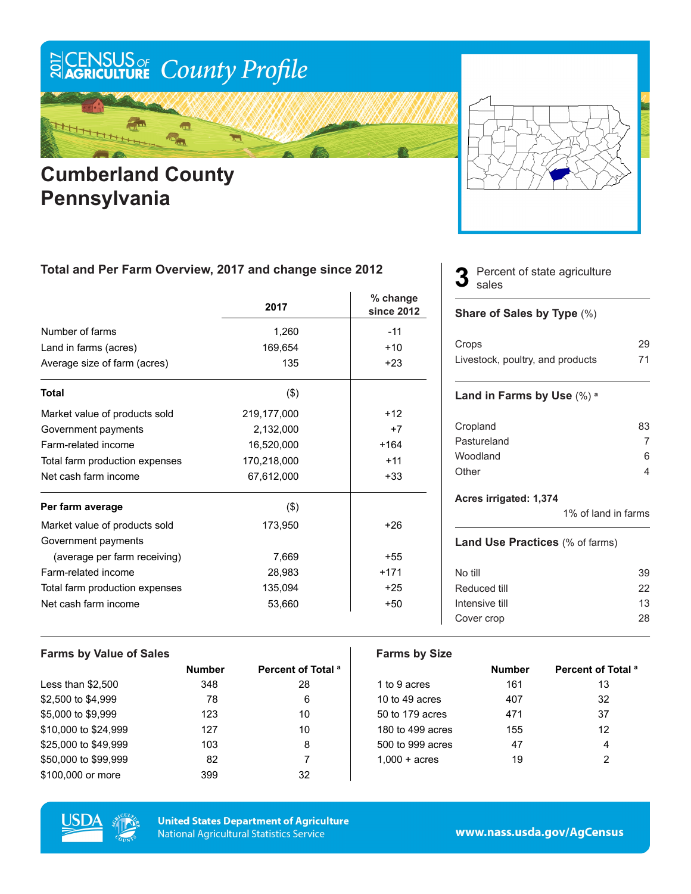# 2017 Census of Agriculture County Profile

# Cumberland County Pennsylvania

## Total and Per Farm Overview, 2017 and change since 2012

| | 2017 | % change since 2012 |
|---|---|---|
| Number of farms | 1,260 | -11 |
| Land in farms (acres) | 169,654 | +10 |
| Average size of farm (acres) | 135 | +23 |
| **Total** | ($) | |
| Market value of products sold | 219,177,000 | +12 |
| Government payments | 2,132,000 | +7 |
| Farm-related income | 16,520,000 | +164 |
| Total farm production expenses | 170,218,000 | +11 |
| Net cash farm income | 67,612,000 | +33 |
| **Per farm average** | ($) | |
| Market value of products sold | 173,950 | +26 |
| Government payments (average per farm receiving) | 7,669 | +55 |
| Farm-related income | 28,983 | +171 |
| Total farm production expenses | 135,094 | +25 |
| Net cash farm income | 53,660 | +50 |

**3** Percent of state agriculture sales

### Share of Sales by Type (%)

| | |
|---|---|
| Crops | 29 |
| Livestock, poultry, and products | 71 |

### Land in Farms by Use (%) [a]

| | |
|---|---|
| Cropland | 83 |
| Pastureland | 7 |
| Woodland | 6 |
| Other | 4 |

**Acres irrigated: 1,374**

1% of land in farms

### Land Use Practices (% of farms)

| | |
|---|---|
| No till | 39 |
| Reduced till | 22 |
| Intensive till | 13 |
| Cover crop | 28 |

### Farms by Value of Sales

| | Number | Percent of Total [a] |
|---|---|---|
| Less than $2,500 | 348 | 28 |
| $2,500 to $4,999 | 78 | 6 |
| $5,000 to $9,999 | 123 | 10 |
| $10,000 to $24,999 | 127 | 10 |
| $25,000 to $49,999 | 103 | 8 |
| $50,000 to $99,999 | 82 | 7 |
| $100,000 or more | 399 | 32 |

### Farms by Size

| | Number | Percent of Total [a] |
|---|---|---|
| 1 to 9 acres | 161 | 13 |
| 10 to 49 acres | 407 | 32 |
| 50 to 179 acres | 471 | 37 |
| 180 to 499 acres | 155 | 12 |
| 500 to 999 acres | 47 | 4 |
| 1,000 + acres | 19 | 2 |

United States Department of Agriculture
National Agricultural Statistics Service

www.nass.usda.gov/AgCensus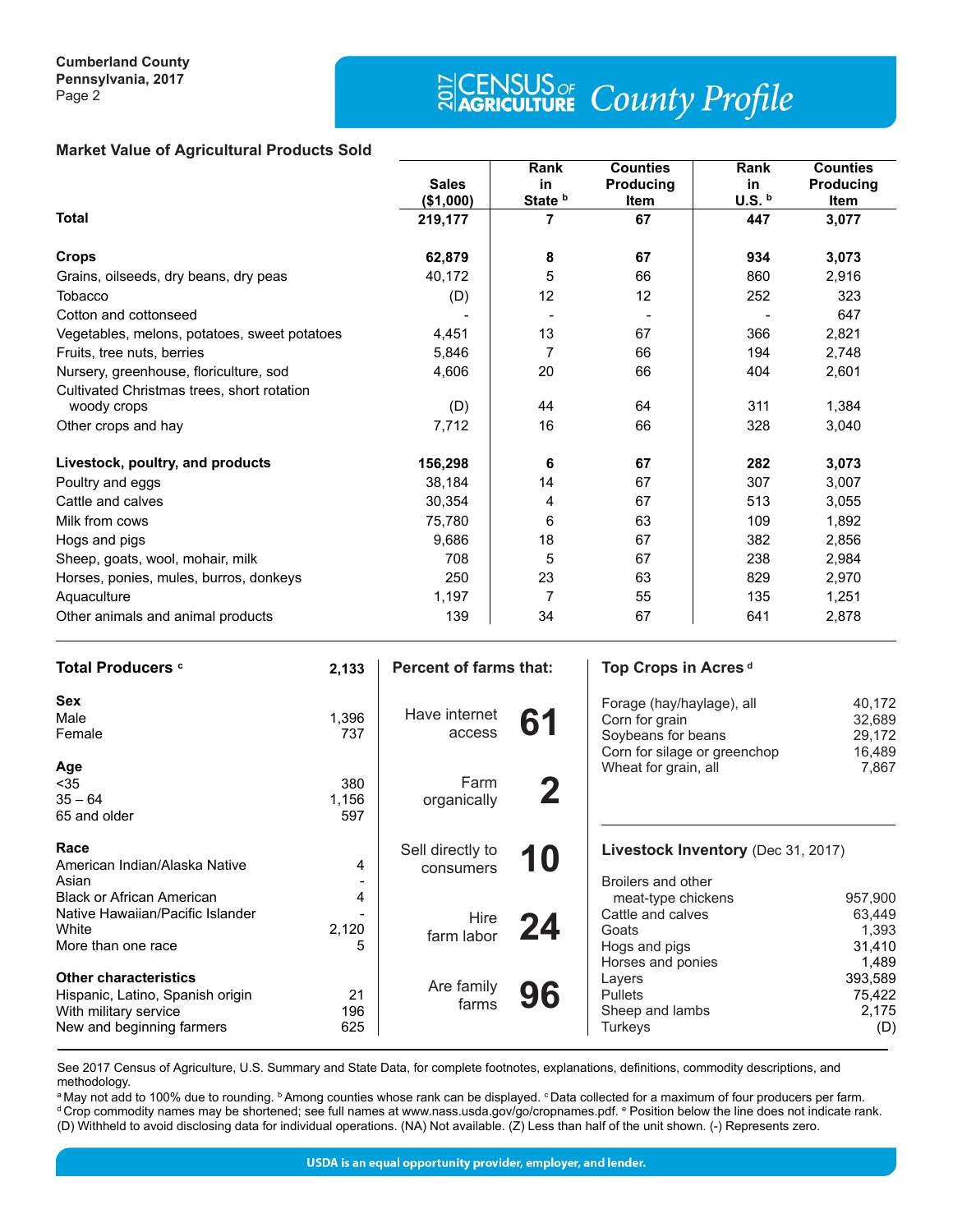Cumberland County
Pennsylvania, 2017

# 2017 Census of Agriculture County Profile

## Market Value of Agricultural Products Sold

| | Sales ($1,000) | Rank in State [b] | Counties Producing Item | Rank in U.S. [b] | Counties Producing Item |
|---|---|---|---|---|---|
| **Total** | **219,177** | **7** | **67** | **447** | **3,077** |
| **Crops** | **62,879** | **8** | **67** | **934** | **3,073** |
| Grains, oilseeds, dry beans, dry peas | 40,172 | 5 | 66 | 860 | 2,916 |
| Tobacco | (D) | 12 | 12 | 252 | 323 |
| Cotton and cottonseed | - | - | - | - | 647 |
| Vegetables, melons, potatoes, sweet potatoes | 4,451 | 13 | 67 | 366 | 2,821 |
| Fruits, tree nuts, berries | 5,846 | 7 | 66 | 194 | 2,748 |
| Nursery, greenhouse, floriculture, sod | 4,606 | 20 | 66 | 404 | 2,601 |
| Cultivated Christmas trees, short rotation woody crops | (D) | 44 | 64 | 311 | 1,384 |
| Other crops and hay | 7,712 | 16 | 66 | 328 | 3,040 |
| **Livestock, poultry, and products** | **156,298** | **6** | **67** | **282** | **3,073** |
| Poultry and eggs | 38,184 | 14 | 67 | 307 | 3,007 |
| Cattle and calves | 30,354 | 4 | 67 | 513 | 3,055 |
| Milk from cows | 75,780 | 6 | 63 | 109 | 1,892 |
| Hogs and pigs | 9,686 | 18 | 67 | 382 | 2,856 |
| Sheep, goats, wool, mohair, milk | 708 | 5 | 67 | 238 | 2,984 |
| Horses, ponies, mules, burros, donkeys | 250 | 23 | 63 | 829 | 2,970 |
| Aquaculture | 1,197 | 7 | 55 | 135 | 1,251 |
| Other animals and animal products | 139 | 34 | 67 | 641 | 2,878 |

## Total Producers [c] 2,133

| | |
|---|---|
| **Sex** | |
| Male | 1,396 |
| Female | 737 |
| **Age** | |
| <35 | 380 |
| 35 – 64 | 1,156 |
| 65 and older | 597 |
| **Race** | |
| American Indian/Alaska Native | 4 |
| Asian | - |
| Black or African American | 4 |
| Native Hawaiian/Pacific Islander | - |
| White | 2,120 |
| More than one race | 5 |
| **Other characteristics** | |
| Hispanic, Latino, Spanish origin | 21 |
| With military service | 196 |
| New and beginning farmers | 625 |

## Percent of farms that:

| | |
|---|---|
| Have internet access | 61 |
| Farm organically | 2 |
| Sell directly to consumers | 10 |
| Hire farm labor | 24 |
| Are family farms | 96 |

## Top Crops in Acres [d]

| | |
|---|---|
| Forage (hay/haylage), all | 40,172 |
| Corn for grain | 32,689 |
| Soybeans for beans | 29,172 |
| Corn for silage or greenchop | 16,489 |
| Wheat for grain, all | 7,867 |

## Livestock Inventory (Dec 31, 2017)

| | |
|---|---|
| Broilers and other meat-type chickens | 957,900 |
| Cattle and calves | 63,449 |
| Goats | 1,393 |
| Hogs and pigs | 31,410 |
| Horses and ponies | 1,489 |
| Layers | 393,589 |
| Pullets | 75,422 |
| Sheep and lambs | 2,175 |
| Turkeys | (D) |

See 2017 Census of Agriculture, U.S. Summary and State Data, for complete footnotes, explanations, definitions, commodity descriptions, and methodology.

[a] May not add to 100% due to rounding. [b] Among counties whose rank can be displayed. [c] Data collected for a maximum of four producers per farm. [d] Crop commodity names may be shortened; see full names at www.nass.usda.gov/go/cropnames.pdf. [e] Position below the line does not indicate rank. (D) Withheld to avoid disclosing data for individual operations. (NA) Not available. (Z) Less than half of the unit shown. (-) Represents zero.

USDA is an equal opportunity provider, employer, and lender.